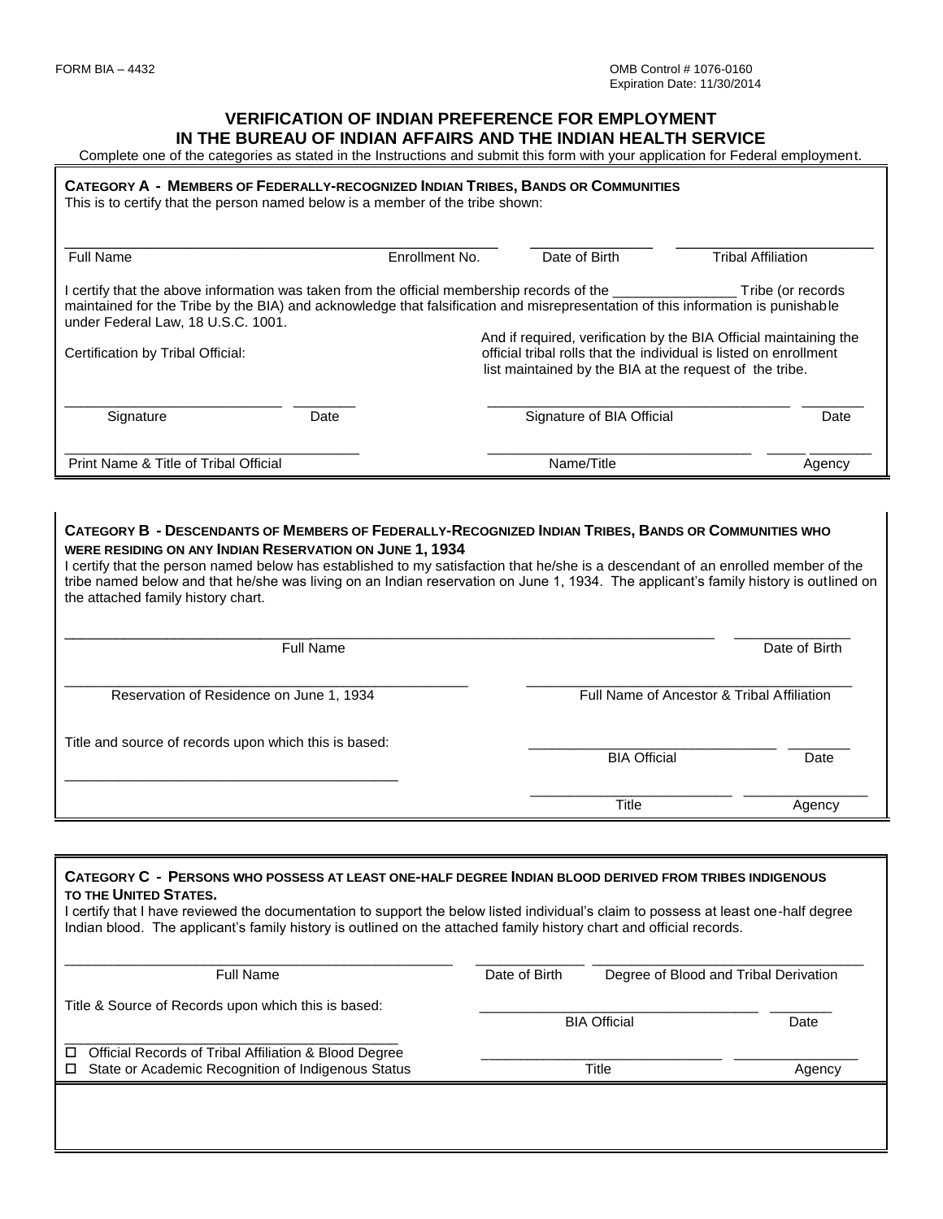FORM BIA – 4432

OMB Control # 1076-0160
Expiration Date: 11/30/2014

# VERIFICATION OF INDIAN PREFERENCE FOR EMPLOYMENT IN THE BUREAU OF INDIAN AFFAIRS AND THE INDIAN HEALTH SERVICE

Complete one of the categories as stated in the Instructions and submit this form with your application for Federal employment.

## CATEGORY A - MEMBERS OF FEDERALLY-RECOGNIZED INDIAN TRIBES, BANDS OR COMMUNITIES

This is to certify that the person named below is a member of the tribe shown:

| Full Name | Enrollment No. | Date of Birth | Tribal Affiliation |
|---|---|---|---|
| | | | |

I certify that the above information was taken from the official membership records of the _______________ Tribe (or records maintained for the Tribe by the BIA) and acknowledge that falsification and misrepresentation of this information is punishable under Federal Law, 18 U.S.C. 1001.

Certification by Tribal Official:

And if required, verification by the BIA Official maintaining the official tribal rolls that the individual is listed on enrollment list maintained by the BIA at the request of the tribe.

_________________________ Signature _______ Date

_________________________ Signature of BIA Official _______ Date

_________________________ Print Name & Title of Tribal Official

_________________________ Name/Title _______ Agency

## CATEGORY B - DESCENDANTS OF MEMBERS OF FEDERALLY-RECOGNIZED INDIAN TRIBES, BANDS OR COMMUNITIES WHO WERE RESIDING ON ANY INDIAN RESERVATION ON JUNE 1, 1934

I certify that the person named below has established to my satisfaction that he/she is a descendant of an enrolled member of the tribe named below and that he/she was living on an Indian reservation on June 1, 1934. The applicant's family history is outlined on the attached family history chart.

_________________________ Full Name _______ Date of Birth

_________________________ Reservation of Residence on June 1, 1934

_________________________ Full Name of Ancestor & Tribal Affiliation

Title and source of records upon which this is based:

_________________________

_________________________ BIA Official _______ Date

_________________________ Title _______ Agency

## CATEGORY C - PERSONS WHO POSSESS AT LEAST ONE-HALF DEGREE INDIAN BLOOD DERIVED FROM TRIBES INDIGENOUS TO THE UNITED STATES.

I certify that I have reviewed the documentation to support the below listed individual's claim to possess at least one-half degree Indian blood. The applicant's family history is outlined on the attached family history chart and official records.

_________________________ Full Name _______ Date of Birth _________________________ Degree of Blood and Tribal Derivation

Title & Source of Records upon which this is based:

_________________________

- ☐ Official Records of Tribal Affiliation & Blood Degree
- ☐ State or Academic Recognition of Indigenous Status

_________________________ BIA Official _______ Date

_________________________ Title _______ Agency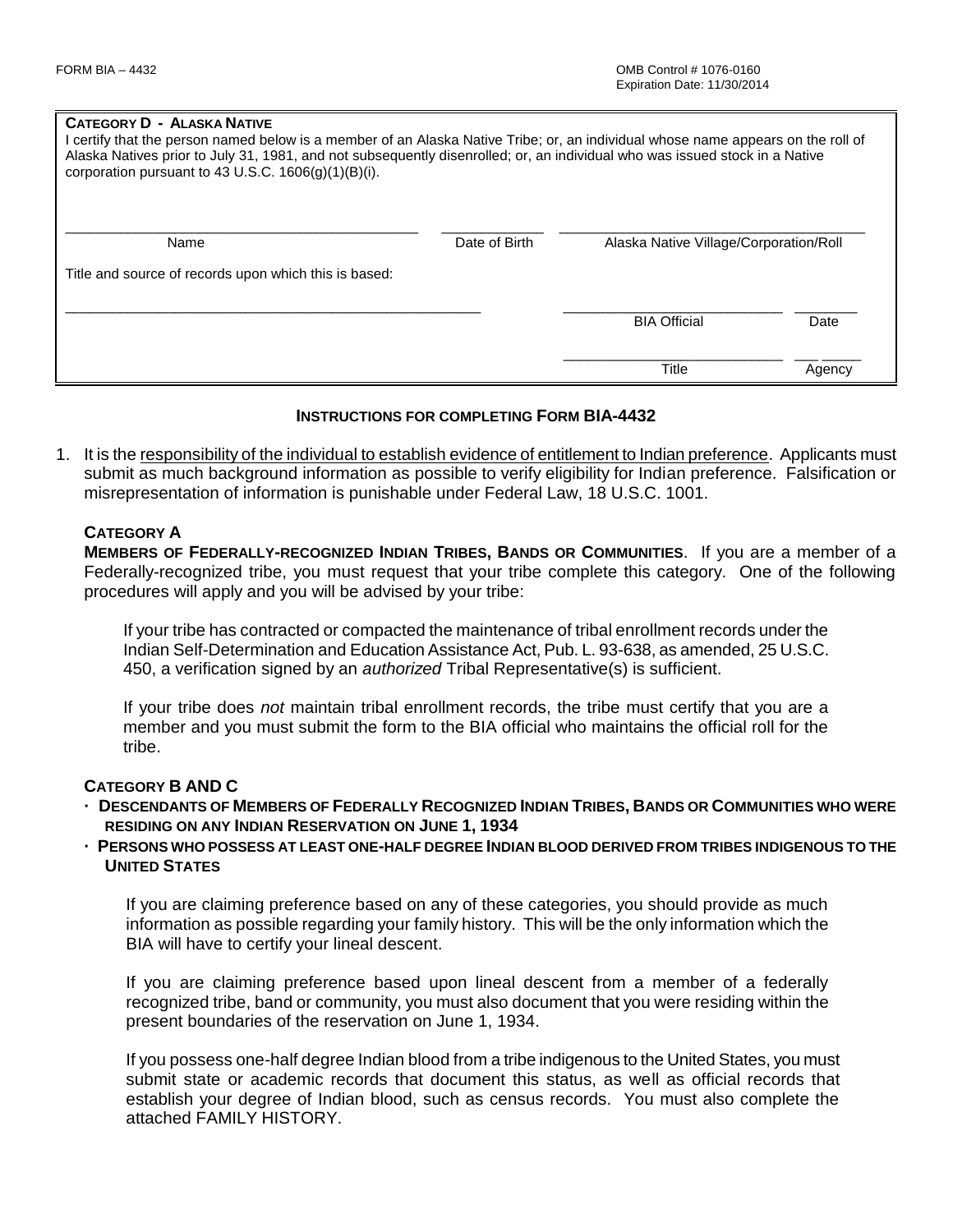**CATEGORY D - ALASKA NATIVE**

I certify that the person named below is a member of an Alaska Native Tribe; or, an individual whose name appears on the roll of Alaska Natives prior to July 31, 1981, and not subsequently disenrolled; or, an individual who was issued stock in a Native corporation pursuant to 43 U.S.C. 1606(g)(1)(B)(i).

| Name | Date of Birth | Alaska Native Village/Corporation/Roll |
|---|---|---|
| | | |

Title and source of records upon which this is based:

\_\_\_\_\_\_\_\_\_\_\_\_\_\_\_\_\_\_\_\_\_\_\_\_\_\_\_\_\_\_\_\_\_\_\_\_\_\_\_\_\_\_

| BIA Official | Date |
|---|---|
| | |

| Title | Agency |
|---|---|
| | |

## INSTRUCTIONS FOR COMPLETING FORM BIA-4432

1. It is the responsibility of the individual to establish evidence of entitlement to Indian preference. Applicants must submit as much background information as possible to verify eligibility for Indian preference. Falsification or misrepresentation of information is punishable under Federal Law, 18 U.S.C. 1001.

### CATEGORY A

**MEMBERS OF FEDERALLY-RECOGNIZED INDIAN TRIBES, BANDS OR COMMUNITIES**. If you are a member of a Federally-recognized tribe, you must request that your tribe complete this category. One of the following procedures will apply and you will be advised by your tribe:

If your tribe has contracted or compacted the maintenance of tribal enrollment records under the Indian Self-Determination and Education Assistance Act, Pub. L. 93-638, as amended, 25 U.S.C. 450, a verification signed by an *authorized* Tribal Representative(s) is sufficient.

If your tribe does *not* maintain tribal enrollment records, the tribe must certify that you are a member and you must submit the form to the BIA official who maintains the official roll for the tribe.

### CATEGORY B AND C

- **DESCENDANTS OF MEMBERS OF FEDERALLY RECOGNIZED INDIAN TRIBES, BANDS OR COMMUNITIES WHO WERE RESIDING ON ANY INDIAN RESERVATION ON JUNE 1, 1934**
- **PERSONS WHO POSSESS AT LEAST ONE-HALF DEGREE INDIAN BLOOD DERIVED FROM TRIBES INDIGENOUS TO THE UNITED STATES**

If you are claiming preference based on any of these categories, you should provide as much information as possible regarding your family history. This will be the only information which the BIA will have to certify your lineal descent.

If you are claiming preference based upon lineal descent from a member of a federally recognized tribe, band or community, you must also document that you were residing within the present boundaries of the reservation on June 1, 1934.

If you possess one-half degree Indian blood from a tribe indigenous to the United States, you must submit state or academic records that document this status, as well as official records that establish your degree of Indian blood, such as census records. You must also complete the attached FAMILY HISTORY.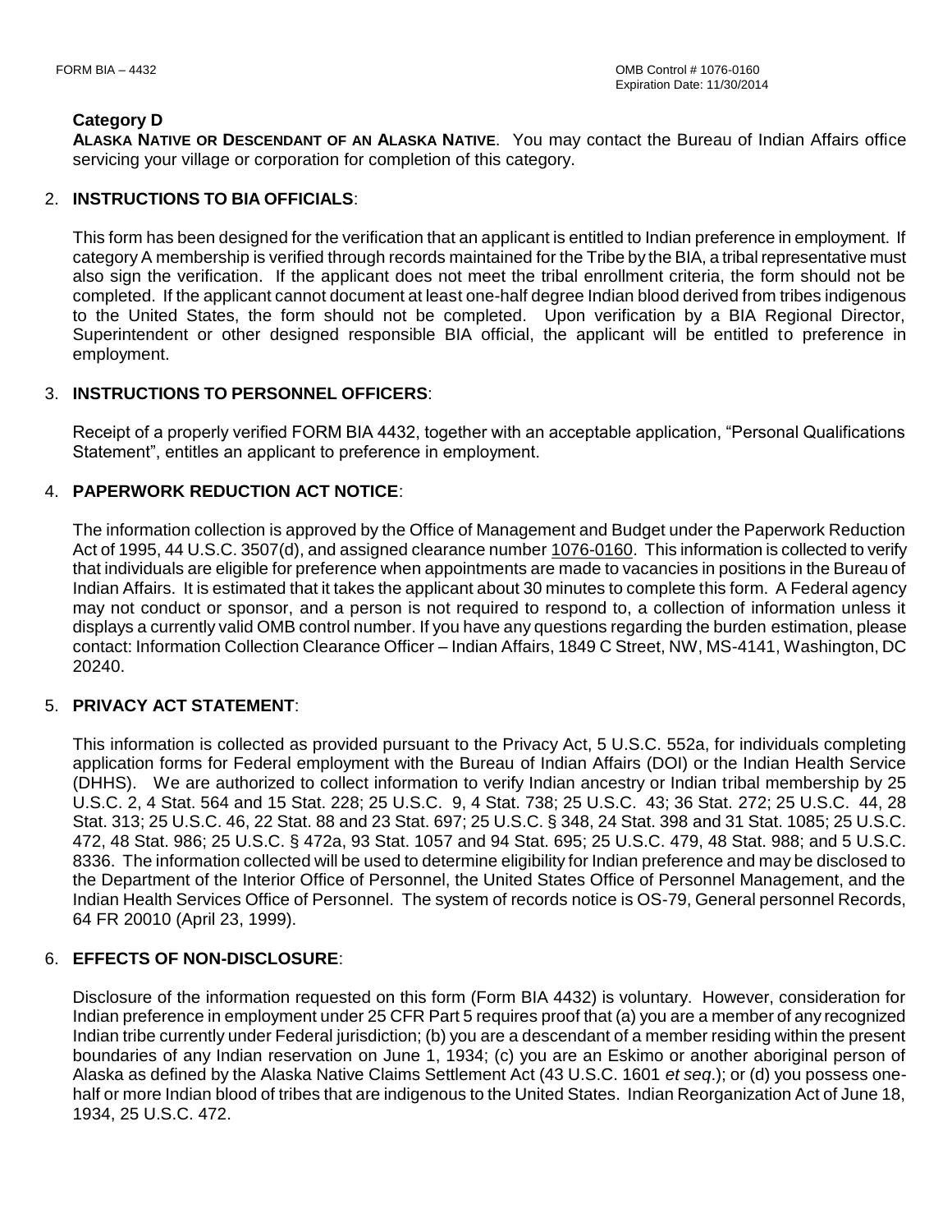**Category D**

**ALASKA NATIVE OR DESCENDANT OF AN ALASKA NATIVE**. You may contact the Bureau of Indian Affairs office servicing your village or corporation for completion of this category.

2. **INSTRUCTIONS TO BIA OFFICIALS**:

   This form has been designed for the verification that an applicant is entitled to Indian preference in employment. If category A membership is verified through records maintained for the Tribe by the BIA, a tribal representative must also sign the verification. If the applicant does not meet the tribal enrollment criteria, the form should not be completed. If the applicant cannot document at least one-half degree Indian blood derived from tribes indigenous to the United States, the form should not be completed. Upon verification by a BIA Regional Director, Superintendent or other designed responsible BIA official, the applicant will be entitled to preference in employment.

3. **INSTRUCTIONS TO PERSONNEL OFFICERS**:

   Receipt of a properly verified FORM BIA 4432, together with an acceptable application, "Personal Qualifications Statement", entitles an applicant to preference in employment.

4. **PAPERWORK REDUCTION ACT NOTICE**:

   The information collection is approved by the Office of Management and Budget under the Paperwork Reduction Act of 1995, 44 U.S.C. 3507(d), and assigned clearance number 1076-0160. This information is collected to verify that individuals are eligible for preference when appointments are made to vacancies in positions in the Bureau of Indian Affairs. It is estimated that it takes the applicant about 30 minutes to complete this form. A Federal agency may not conduct or sponsor, and a person is not required to respond to, a collection of information unless it displays a currently valid OMB control number. If you have any questions regarding the burden estimation, please contact: Information Collection Clearance Officer – Indian Affairs, 1849 C Street, NW, MS-4141, Washington, DC 20240.

5. **PRIVACY ACT STATEMENT**:

   This information is collected as provided pursuant to the Privacy Act, 5 U.S.C. 552a, for individuals completing application forms for Federal employment with the Bureau of Indian Affairs (DOI) or the Indian Health Service (DHHS). We are authorized to collect information to verify Indian ancestry or Indian tribal membership by 25 U.S.C. 2, 4 Stat. 564 and 15 Stat. 228; 25 U.S.C. 9, 4 Stat. 738; 25 U.S.C. 43; 36 Stat. 272; 25 U.S.C. 44, 28 Stat. 313; 25 U.S.C. 46, 22 Stat. 88 and 23 Stat. 697; 25 U.S.C. § 348, 24 Stat. 398 and 31 Stat. 1085; 25 U.S.C. 472, 48 Stat. 986; 25 U.S.C. § 472a, 93 Stat. 1057 and 94 Stat. 695; 25 U.S.C. 479, 48 Stat. 988; and 5 U.S.C. 8336. The information collected will be used to determine eligibility for Indian preference and may be disclosed to the Department of the Interior Office of Personnel, the United States Office of Personnel Management, and the Indian Health Services Office of Personnel. The system of records notice is OS-79, General personnel Records, 64 FR 20010 (April 23, 1999).

6. **EFFECTS OF NON-DISCLOSURE**:

   Disclosure of the information requested on this form (Form BIA 4432) is voluntary. However, consideration for Indian preference in employment under 25 CFR Part 5 requires proof that (a) you are a member of any recognized Indian tribe currently under Federal jurisdiction; (b) you are a descendant of a member residing within the present boundaries of any Indian reservation on June 1, 1934; (c) you are an Eskimo or another aboriginal person of Alaska as defined by the Alaska Native Claims Settlement Act (43 U.S.C. 1601 *et seq*.); or (d) you possess one-half or more Indian blood of tribes that are indigenous to the United States. Indian Reorganization Act of June 18, 1934, 25 U.S.C. 472.